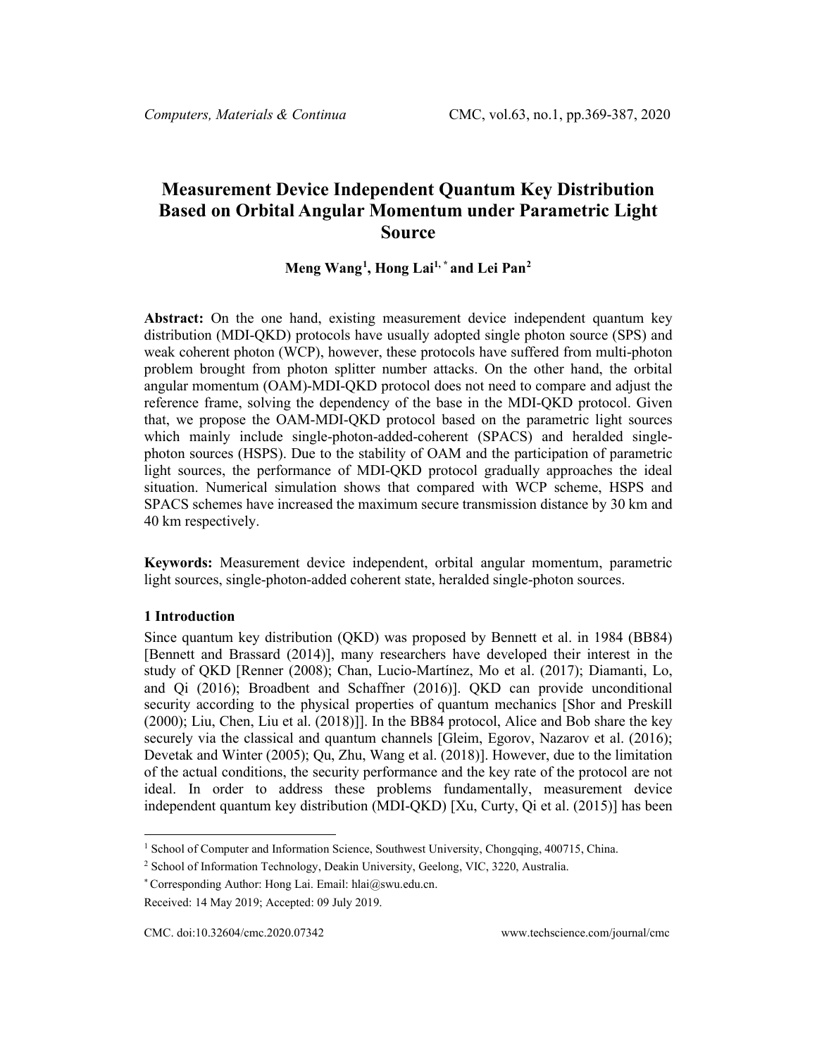# Measurement Device Independent Quantum Key Distribution Based on Orbital Angular Momentum under Parametric Light Source

**Meng Wang[1], Hong Lai[1,*] and Lei Pan[2]**

**Abstract:** On the one hand, existing measurement device independent quantum key distribution (MDI-QKD) protocols have usually adopted single photon source (SPS) and weak coherent photon (WCP), however, these protocols have suffered from multi-photon problem brought from photon splitter number attacks. On the other hand, the orbital angular momentum (OAM)-MDI-QKD protocol does not need to compare and adjust the reference frame, solving the dependency of the base in the MDI-QKD protocol. Given that, we propose the OAM-MDI-QKD protocol based on the parametric light sources which mainly include single-photon-added-coherent (SPACS) and heralded single-photon sources (HSPS). Due to the stability of OAM and the participation of parametric light sources, the performance of MDI-QKD protocol gradually approaches the ideal situation. Numerical simulation shows that compared with WCP scheme, HSPS and SPACS schemes have increased the maximum secure transmission distance by 30 km and 40 km respectively.

**Keywords:** Measurement device independent, orbital angular momentum, parametric light sources, single-photon-added coherent state, heralded single-photon sources.

## 1 Introduction

Since quantum key distribution (QKD) was proposed by Bennett et al. in 1984 (BB84) [Bennett and Brassard (2014)], many researchers have developed their interest in the study of QKD [Renner (2008); Chan, Lucio-Martínez, Mo et al. (2017); Diamanti, Lo, and Qi (2016); Broadbent and Schaffner (2016)]. QKD can provide unconditional security according to the physical properties of quantum mechanics [Shor and Preskill (2000); Liu, Chen, Liu et al. (2018)]]. In the BB84 protocol, Alice and Bob share the key securely via the classical and quantum channels [Gleim, Egorov, Nazarov et al. (2016); Devetak and Winter (2005); Qu, Zhu, Wang et al. (2018)]. However, due to the limitation of the actual conditions, the security performance and the key rate of the protocol are not ideal. In order to address these problems fundamentally, measurement device independent quantum key distribution (MDI-QKD) [Xu, Curty, Qi et al. (2015)] has been

---

[1] School of Computer and Information Science, Southwest University, Chongqing, 400715, China.

[2] School of Information Technology, Deakin University, Geelong, VIC, 3220, Australia.

[*] Corresponding Author: Hong Lai. Email: hlai@swu.edu.cn.

Received: 14 May 2019; Accepted: 09 July 2019.

CMC. doi:10.32604/cmc.2020.07342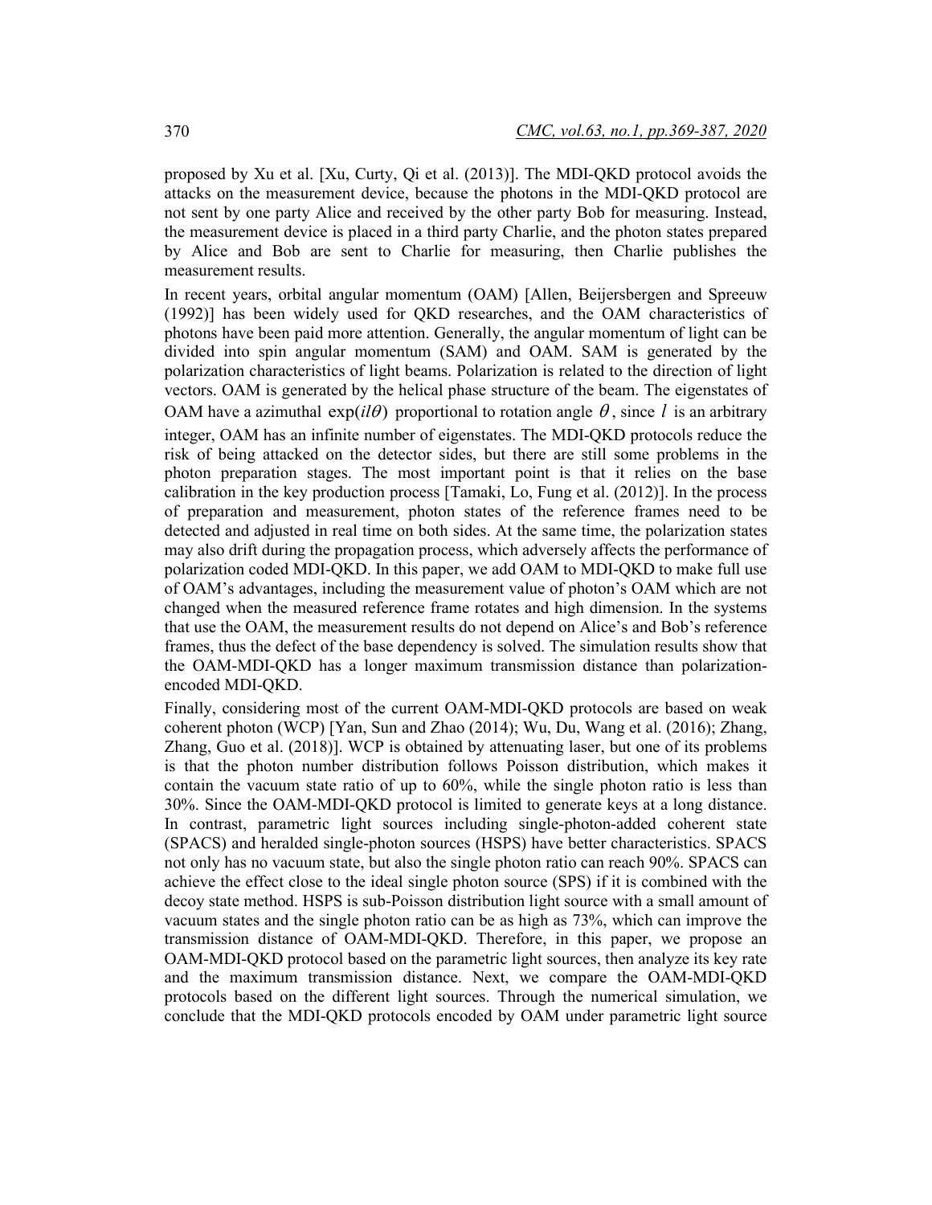proposed by Xu et al. [Xu, Curty, Qi et al. (2013)]. The MDI-QKD protocol avoids the attacks on the measurement device, because the photons in the MDI-QKD protocol are not sent by one party Alice and received by the other party Bob for measuring. Instead, the measurement device is placed in a third party Charlie, and the photon states prepared by Alice and Bob are sent to Charlie for measuring, then Charlie publishes the measurement results.

In recent years, orbital angular momentum (OAM) [Allen, Beijersbergen and Spreeuw (1992)] has been widely used for QKD researches, and the OAM characteristics of photons have been paid more attention. Generally, the angular momentum of light can be divided into spin angular momentum (SAM) and OAM. SAM is generated by the polarization characteristics of light beams. Polarization is related to the direction of light vectors. OAM is generated by the helical phase structure of the beam. The eigenstates of OAM have a azimuthal $\exp(il\theta)$ proportional to rotation angle $\theta$, since $l$ is an arbitrary integer, OAM has an infinite number of eigenstates. The MDI-QKD protocols reduce the risk of being attacked on the detector sides, but there are still some problems in the photon preparation stages. The most important point is that it relies on the base calibration in the key production process [Tamaki, Lo, Fung et al. (2012)]. In the process of preparation and measurement, photon states of the reference frames need to be detected and adjusted in real time on both sides. At the same time, the polarization states may also drift during the propagation process, which adversely affects the performance of polarization coded MDI-QKD. In this paper, we add OAM to MDI-QKD to make full use of OAM's advantages, including the measurement value of photon's OAM which are not changed when the measured reference frame rotates and high dimension. In the systems that use the OAM, the measurement results do not depend on Alice's and Bob's reference frames, thus the defect of the base dependency is solved. The simulation results show that the OAM-MDI-QKD has a longer maximum transmission distance than polarization-encoded MDI-QKD.

Finally, considering most of the current OAM-MDI-QKD protocols are based on weak coherent photon (WCP) [Yan, Sun and Zhao (2014); Wu, Du, Wang et al. (2016); Zhang, Zhang, Guo et al. (2018)]. WCP is obtained by attenuating laser, but one of its problems is that the photon number distribution follows Poisson distribution, which makes it contain the vacuum state ratio of up to 60%, while the single photon ratio is less than 30%. Since the OAM-MDI-QKD protocol is limited to generate keys at a long distance. In contrast, parametric light sources including single-photon-added coherent state (SPACS) and heralded single-photon sources (HSPS) have better characteristics. SPACS not only has no vacuum state, but also the single photon ratio can reach 90%. SPACS can achieve the effect close to the ideal single photon source (SPS) if it is combined with the decoy state method. HSPS is sub-Poisson distribution light source with a small amount of vacuum states and the single photon ratio can be as high as 73%, which can improve the transmission distance of OAM-MDI-QKD. Therefore, in this paper, we propose an OAM-MDI-QKD protocol based on the parametric light sources, then analyze its key rate and the maximum transmission distance. Next, we compare the OAM-MDI-QKD protocols based on the different light sources. Through the numerical simulation, we conclude that the MDI-QKD protocols encoded by OAM under parametric light source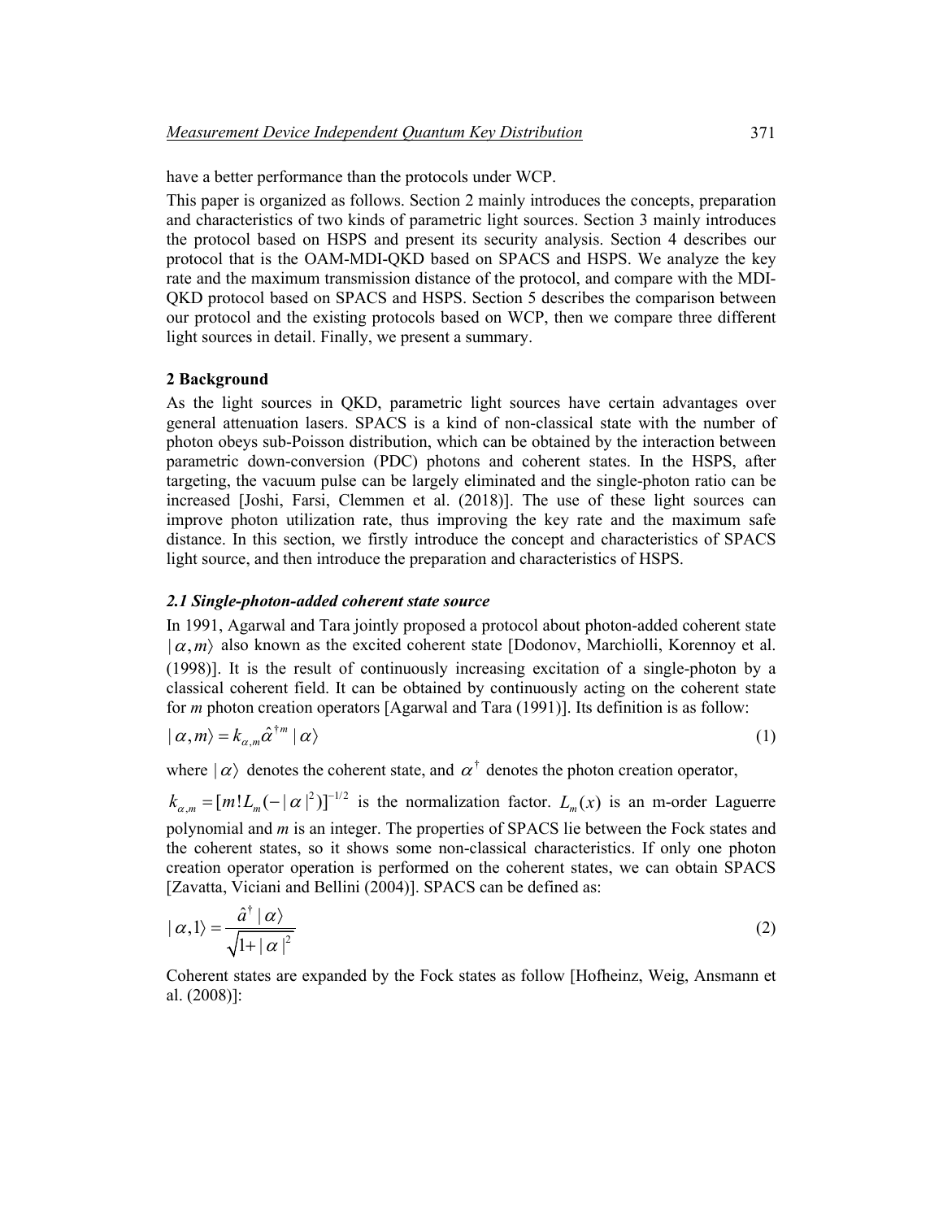have a better performance than the protocols under WCP.

This paper is organized as follows. Section 2 mainly introduces the concepts, preparation and characteristics of two kinds of parametric light sources. Section 3 mainly introduces the protocol based on HSPS and present its security analysis. Section 4 describes our protocol that is the OAM-MDI-QKD based on SPACS and HSPS. We analyze the key rate and the maximum transmission distance of the protocol, and compare with the MDI-QKD protocol based on SPACS and HSPS. Section 5 describes the comparison between our protocol and the existing protocols based on WCP, then we compare three different light sources in detail. Finally, we present a summary.

## 2 Background

As the light sources in QKD, parametric light sources have certain advantages over general attenuation lasers. SPACS is a kind of non-classical state with the number of photon obeys sub-Poisson distribution, which can be obtained by the interaction between parametric down-conversion (PDC) photons and coherent states. In the HSPS, after targeting, the vacuum pulse can be largely eliminated and the single-photon ratio can be increased [Joshi, Farsi, Clemmen et al. (2018)]. The use of these light sources can improve photon utilization rate, thus improving the key rate and the maximum safe distance. In this section, we firstly introduce the concept and characteristics of SPACS light source, and then introduce the preparation and characteristics of HSPS.

### *2.1 Single-photon-added coherent state source*

In 1991, Agarwal and Tara jointly proposed a protocol about photon-added coherent state $|\alpha, m\rangle$ also known as the excited coherent state [Dodonov, Marchiolli, Korennoy et al. (1998)]. It is the result of continuously increasing excitation of a single-photon by a classical coherent field. It can be obtained by continuously acting on the coherent state for $m$ photon creation operators [Agarwal and Tara (1991)]. Its definition is as follow:

$$|\alpha, m\rangle = k_{\alpha,m}\hat{\alpha}^{\dagger m}|\alpha\rangle \tag{1}$$

where $|\alpha\rangle$ denotes the coherent state, and $\alpha^{\dagger}$ denotes the photon creation operator,

$k_{\alpha,m} = [m!L_m(-|\alpha|^2)]^{-1/2}$ is the normalization factor. $L_m(x)$ is an m-order Laguerre polynomial and $m$ is an integer. The properties of SPACS lie between the Fock states and the coherent states, so it shows some non-classical characteristics. If only one photon creation operator operation is performed on the coherent states, we can obtain SPACS [Zavatta, Viciani and Bellini (2004)]. SPACS can be defined as:

$$|\alpha, 1\rangle = \frac{\hat{a}^{\dagger}|\alpha\rangle}{\sqrt{1+|\alpha|^2}} \tag{2}$$

Coherent states are expanded by the Fock states as follow [Hofheinz, Weig, Ansmann et al. (2008)]: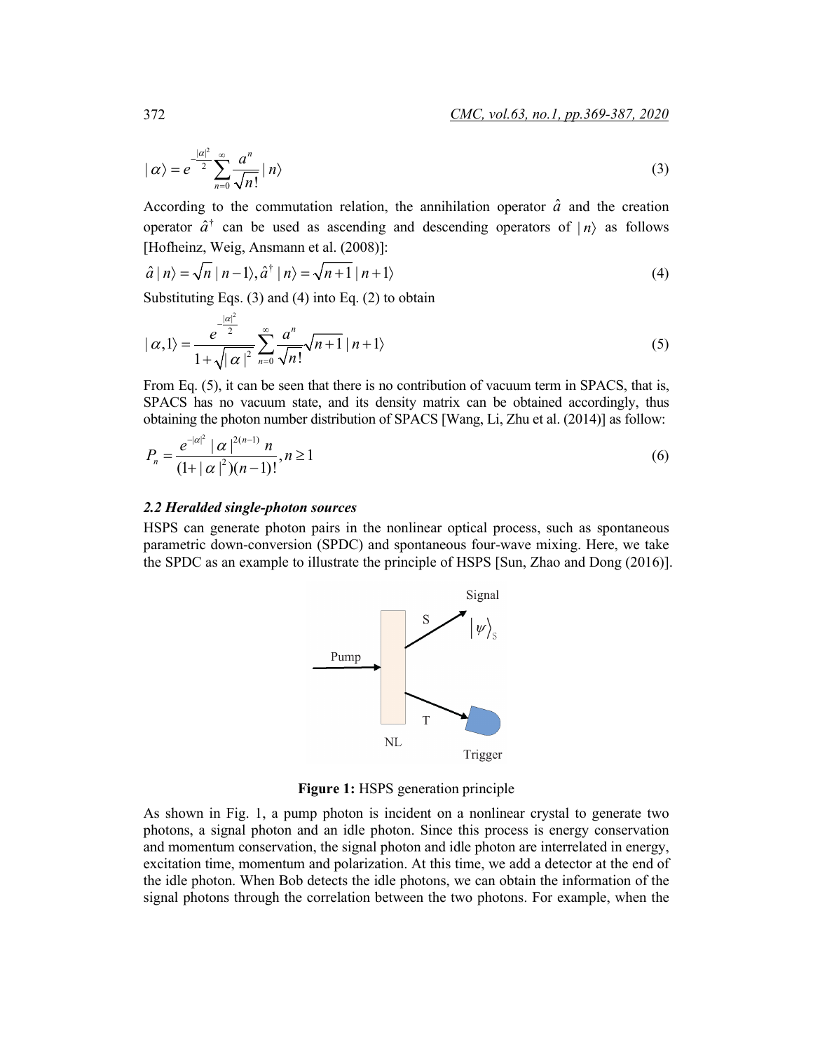$$|\alpha\rangle = e^{-\frac{|\alpha|^2}{2}} \sum_{n=0}^{\infty} \frac{a^n}{\sqrt{n!}} |n\rangle \tag{3}$$

According to the commutation relation, the annihilation operator $\hat{a}$ and the creation operator $\hat{a}^{\dagger}$ can be used as ascending and descending operators of $|n\rangle$ as follows [Hofheinz, Weig, Ansmann et al. (2008)]:

$$\hat{a}|n\rangle = \sqrt{n}\,|n-1\rangle, \hat{a}^{\dagger}|n\rangle = \sqrt{n+1}\,|n+1\rangle \tag{4}$$

Substituting Eqs. (3) and (4) into Eq. (2) to obtain

$$|\alpha,1\rangle = \frac{e^{-\frac{|\alpha|^2}{2}}}{1+\sqrt{|\alpha|^2}} \sum_{n=0}^{\infty} \frac{a^n}{\sqrt{n!}} \sqrt{n+1}\,|n+1\rangle \tag{5}$$

From Eq. (5), it can be seen that there is no contribution of vacuum term in SPACS, that is, SPACS has no vacuum state, and its density matrix can be obtained accordingly, thus obtaining the photon number distribution of SPACS [Wang, Li, Zhu et al. (2014)] as follow:

$$P_n = \frac{e^{-|\alpha|^2} |\alpha|^{2(n-1)}\, n}{(1+|\alpha|^2)(n-1)!}, n \geq 1 \tag{6}$$

### *2.2 Heralded single-photon sources*

HSPS can generate photon pairs in the nonlinear optical process, such as spontaneous parametric down-conversion (SPDC) and spontaneous four-wave mixing. Here, we take the SPDC as an example to illustrate the principle of HSPS [Sun, Zhao and Dong (2016)].

**Figure 1:** HSPS generation principle

As shown in Fig. 1, a pump photon is incident on a nonlinear crystal to generate two photons, a signal photon and an idle photon. Since this process is energy conservation and momentum conservation, the signal photon and idle photon are interrelated in energy, excitation time, momentum and polarization. At this time, we add a detector at the end of the idle photon. When Bob detects the idle photons, we can obtain the information of the signal photons through the correlation between the two photons. For example, when the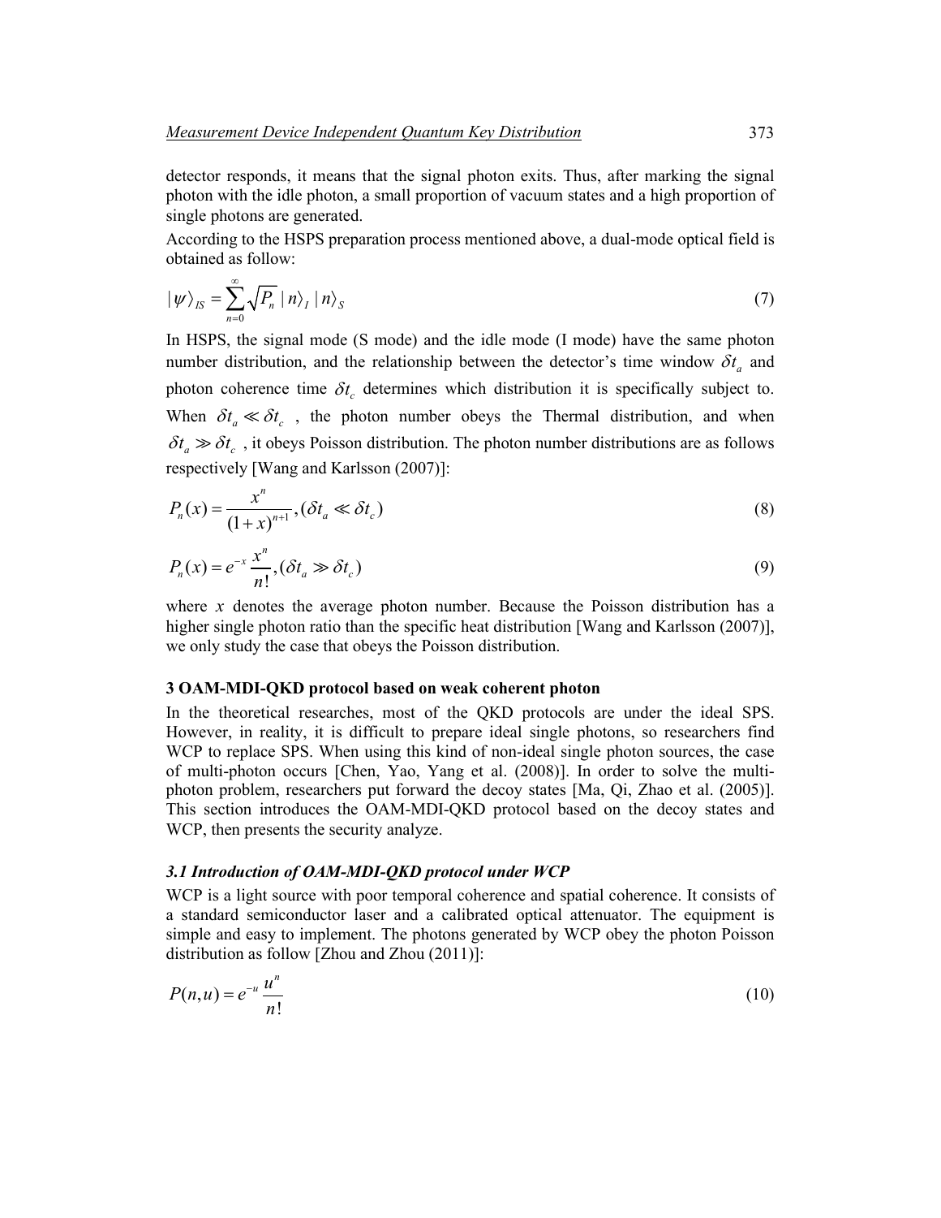detector responds, it means that the signal photon exits. Thus, after marking the signal photon with the idle photon, a small proportion of vacuum states and a high proportion of single photons are generated.

According to the HSPS preparation process mentioned above, a dual-mode optical field is obtained as follow:

$$|\psi\rangle_{IS} = \sum_{n=0}^{\infty} \sqrt{P_n}\,|n\rangle_I\,|n\rangle_S \tag{7}$$

In HSPS, the signal mode (S mode) and the idle mode (I mode) have the same photon number distribution, and the relationship between the detector's time window $\delta t_a$ and photon coherence time $\delta t_c$ determines which distribution it is specifically subject to. When $\delta t_a \ll \delta t_c$, the photon number obeys the Thermal distribution, and when $\delta t_a \gg \delta t_c$, it obeys Poisson distribution. The photon number distributions are as follows respectively [Wang and Karlsson (2007)]:

$$P_n(x) = \frac{x^n}{(1+x)^{n+1}}, (\delta t_a \ll \delta t_c) \tag{8}$$

$$P_n(x) = e^{-x}\frac{x^n}{n!}, (\delta t_a \gg \delta t_c) \tag{9}$$

where $x$ denotes the average photon number. Because the Poisson distribution has a higher single photon ratio than the specific heat distribution [Wang and Karlsson (2007)], we only study the case that obeys the Poisson distribution.

## 3 OAM-MDI-QKD protocol based on weak coherent photon

In the theoretical researches, most of the QKD protocols are under the ideal SPS. However, in reality, it is difficult to prepare ideal single photons, so researchers find WCP to replace SPS. When using this kind of non-ideal single photon sources, the case of multi-photon occurs [Chen, Yao, Yang et al. (2008)]. In order to solve the multi-photon problem, researchers put forward the decoy states [Ma, Qi, Zhao et al. (2005)]. This section introduces the OAM-MDI-QKD protocol based on the decoy states and WCP, then presents the security analyze.

### *3.1 Introduction of OAM-MDI-QKD protocol under WCP*

WCP is a light source with poor temporal coherence and spatial coherence. It consists of a standard semiconductor laser and a calibrated optical attenuator. The equipment is simple and easy to implement. The photons generated by WCP obey the photon Poisson distribution as follow [Zhou and Zhou (2011)]:

$$P(n,u) = e^{-u}\frac{u^n}{n!} \tag{10}$$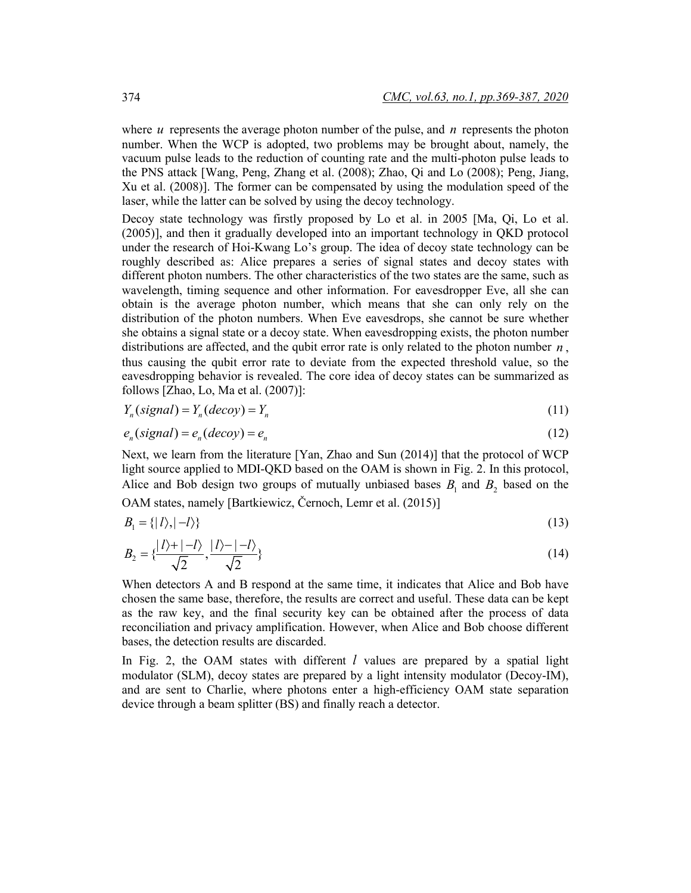where $u$ represents the average photon number of the pulse, and $n$ represents the photon number. When the WCP is adopted, two problems may be brought about, namely, the vacuum pulse leads to the reduction of counting rate and the multi-photon pulse leads to the PNS attack [Wang, Peng, Zhang et al. (2008); Zhao, Qi and Lo (2008); Peng, Jiang, Xu et al. (2008)]. The former can be compensated by using the modulation speed of the laser, while the latter can be solved by using the decoy technology.

Decoy state technology was firstly proposed by Lo et al. in 2005 [Ma, Qi, Lo et al. (2005)], and then it gradually developed into an important technology in QKD protocol under the research of Hoi-Kwang Lo's group. The idea of decoy state technology can be roughly described as: Alice prepares a series of signal states and decoy states with different photon numbers. The other characteristics of the two states are the same, such as wavelength, timing sequence and other information. For eavesdropper Eve, all she can obtain is the average photon number, which means that she can only rely on the distribution of the photon numbers. When Eve eavesdrops, she cannot be sure whether she obtains a signal state or a decoy state. When eavesdropping exists, the photon number distributions are affected, and the qubit error rate is only related to the photon number $n$, thus causing the qubit error rate to deviate from the expected threshold value, so the eavesdropping behavior is revealed. The core idea of decoy states can be summarized as follows [Zhao, Lo, Ma et al. (2007)]:

$$Y_n(signal) = Y_n(decoy) = Y_n \tag{11}$$

$$e_n(signal) = e_n(decoy) = e_n \tag{12}$$

Next, we learn from the literature [Yan, Zhao and Sun (2014)] that the protocol of WCP light source applied to MDI-QKD based on the OAM is shown in Fig. 2. In this protocol, Alice and Bob design two groups of mutually unbiased bases $B_1$ and $B_2$ based on the OAM states, namely [Bartkiewicz, Černoch, Lemr et al. (2015)]

$$B_1 = \{|l\rangle, |-l\rangle\} \tag{13}$$

$$B_2 = \{\frac{|l\rangle + |-l\rangle}{\sqrt{2}}, \frac{|l\rangle - |-l\rangle}{\sqrt{2}}\} \tag{14}$$

When detectors A and B respond at the same time, it indicates that Alice and Bob have chosen the same base, therefore, the results are correct and useful. These data can be kept as the raw key, and the final security key can be obtained after the process of data reconciliation and privacy amplification. However, when Alice and Bob choose different bases, the detection results are discarded.

In Fig. 2, the OAM states with different $l$ values are prepared by a spatial light modulator (SLM), decoy states are prepared by a light intensity modulator (Decoy-IM), and are sent to Charlie, where photons enter a high-efficiency OAM state separation device through a beam splitter (BS) and finally reach a detector.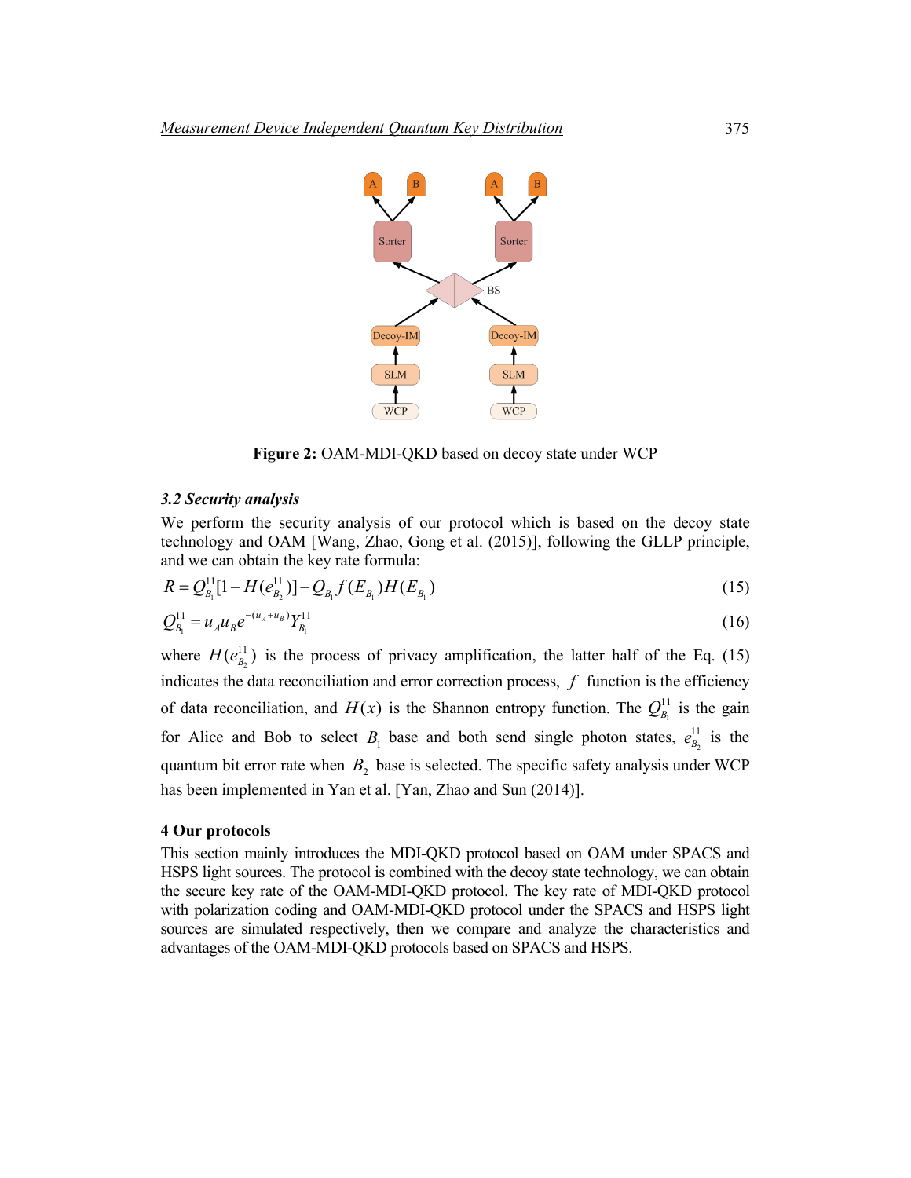Figure 2: OAM-MDI-QKD based on decoy state under WCP

### 3.2 Security analysis

We perform the security analysis of our protocol which is based on the decoy state technology and OAM [Wang, Zhao, Gong et al. (2015)], following the GLLP principle, and we can obtain the key rate formula:

$$R = Q_{B_1}^{11}[1 - H(e_{B_2}^{11})] - Q_{B_1} f(E_{B_1}) H(E_{B_1}) \tag{15}$$

$$Q_{B_1}^{11} = u_A u_B e^{-(u_A + u_B)} Y_{B_1}^{11} \tag{16}$$

where $H(e_{B_2}^{11})$ is the process of privacy amplification, the latter half of the Eq. (15) indicates the data reconciliation and error correction process, $f$ function is the efficiency of data reconciliation, and $H(x)$ is the Shannon entropy function. The $Q_{B_1}^{11}$ is the gain for Alice and Bob to select $B_1$ base and both send single photon states, $e_{B_2}^{11}$ is the quantum bit error rate when $B_2$ base is selected. The specific safety analysis under WCP has been implemented in Yan et al. [Yan, Zhao and Sun (2014)].

## 4 Our protocols

This section mainly introduces the MDI-QKD protocol based on OAM under SPACS and HSPS light sources. The protocol is combined with the decoy state technology, we can obtain the secure key rate of the OAM-MDI-QKD protocol. The key rate of MDI-QKD protocol with polarization coding and OAM-MDI-QKD protocol under the SPACS and HSPS light sources are simulated respectively, then we compare and analyze the characteristics and advantages of the OAM-MDI-QKD protocols based on SPACS and HSPS.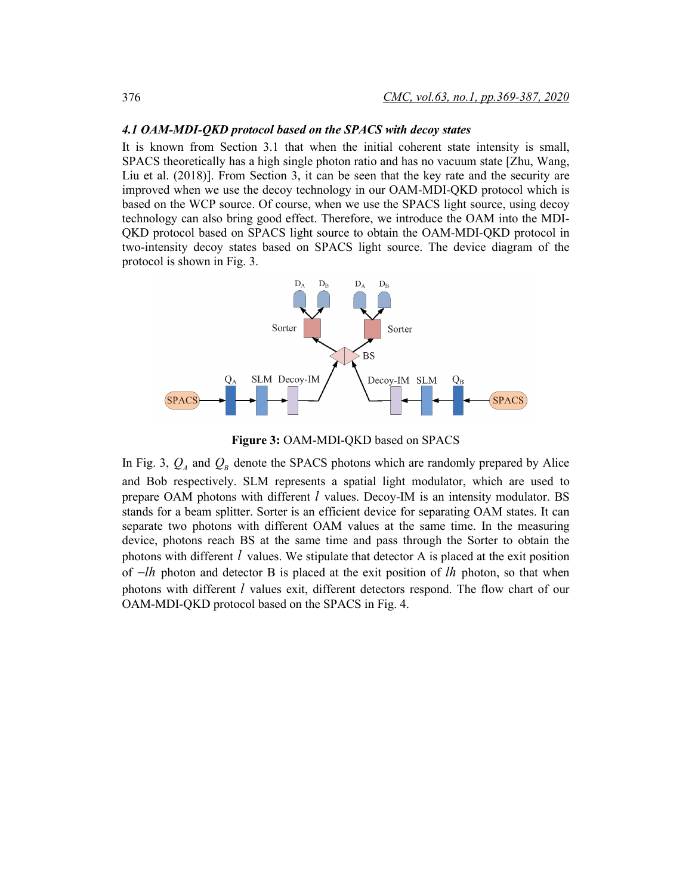### *4.1 OAM-MDI-QKD protocol based on the SPACS with decoy states*

It is known from Section 3.1 that when the initial coherent state intensity is small, SPACS theoretically has a high single photon ratio and has no vacuum state [Zhu, Wang, Liu et al. (2018)]. From Section 3, it can be seen that the key rate and the security are improved when we use the decoy technology in our OAM-MDI-QKD protocol which is based on the WCP source. Of course, when we use the SPACS light source, using decoy technology can also bring good effect. Therefore, we introduce the OAM into the MDI-QKD protocol based on SPACS light source to obtain the OAM-MDI-QKD protocol in two-intensity decoy states based on SPACS light source. The device diagram of the protocol is shown in Fig. 3.

**Figure 3:** OAM-MDI-QKD based on SPACS

In Fig. 3, $Q_A$ and $Q_B$ denote the SPACS photons which are randomly prepared by Alice and Bob respectively. SLM represents a spatial light modulator, which are used to prepare OAM photons with different $l$ values. Decoy-IM is an intensity modulator. BS stands for a beam splitter. Sorter is an efficient device for separating OAM states. It can separate two photons with different OAM values at the same time. In the measuring device, photons reach BS at the same time and pass through the Sorter to obtain the photons with different $l$ values. We stipulate that detector A is placed at the exit position of $-lh$ photon and detector B is placed at the exit position of $lh$ photon, so that when photons with different $l$ values exit, different detectors respond. The flow chart of our OAM-MDI-QKD protocol based on the SPACS in Fig. 4.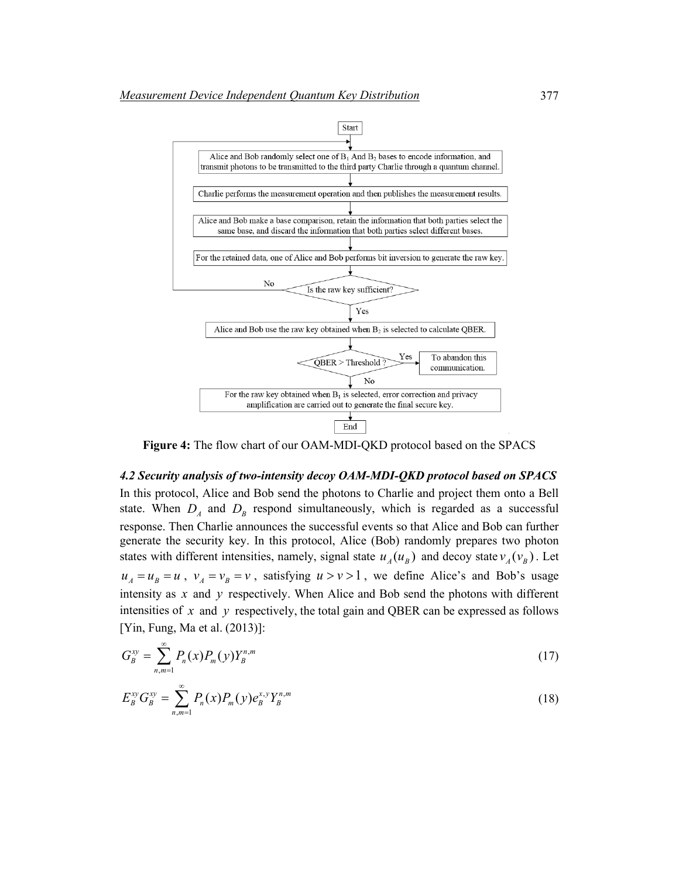Start

1. Alice and Bob randomly select one of $B_1$ And $B_2$ bases to encode information, and transmit photons to be transmitted to the third party Charlie through a quantum channel.
2. Charlie performs the measurement operation and then publishes the measurement results.
3. Alice and Bob make a base comparison, retain the information that both parties select the same base, and discard the information that both parties select different bases.
4. For the retained data, one of Alice and Bob performs bit inversion to generate the raw key.
5. Is the raw key sufficient? (No: return to step 1; Yes: continue)
6. Alice and Bob use the raw key obtained when $B_2$ is selected to calculate QBER.
7. QBER > Threshold ? (Yes: To abandon this communication.; No: continue)
8. For the raw key obtained when $B_1$ is selected, error correction and privacy amplification are carried out to generate the final secure key.

End

**Figure 4:** The flow chart of our OAM-MDI-QKD protocol based on the SPACS

### *4.2 Security analysis of two-intensity decoy OAM-MDI-QKD protocol based on SPACS*

In this protocol, Alice and Bob send the photons to Charlie and project them onto a Bell state. When $D_A$ and $D_B$ respond simultaneously, which is regarded as a successful response. Then Charlie announces the successful events so that Alice and Bob can further generate the security key. In this protocol, Alice (Bob) randomly prepares two photon states with different intensities, namely, signal state $u_A(u_B)$ and decoy state $v_A(v_B)$. Let $u_A = u_B = u$, $v_A = v_B = v$, satisfying $u > v > 1$, we define Alice's and Bob's usage intensity as $x$ and $y$ respectively. When Alice and Bob send the photons with different intensities of $x$ and $y$ respectively, the total gain and QBER can be expressed as follows [Yin, Fung, Ma et al. (2013)]:

$$G_B^{xy} = \sum_{n,m=1}^{\infty} P_n(x)P_m(y)Y_B^{n,m} \tag{17}$$

$$E_B^{xy}G_B^{xy} = \sum_{n,m=1}^{\infty} P_n(x)P_m(y)e_B^{x,y}Y_B^{n,m} \tag{18}$$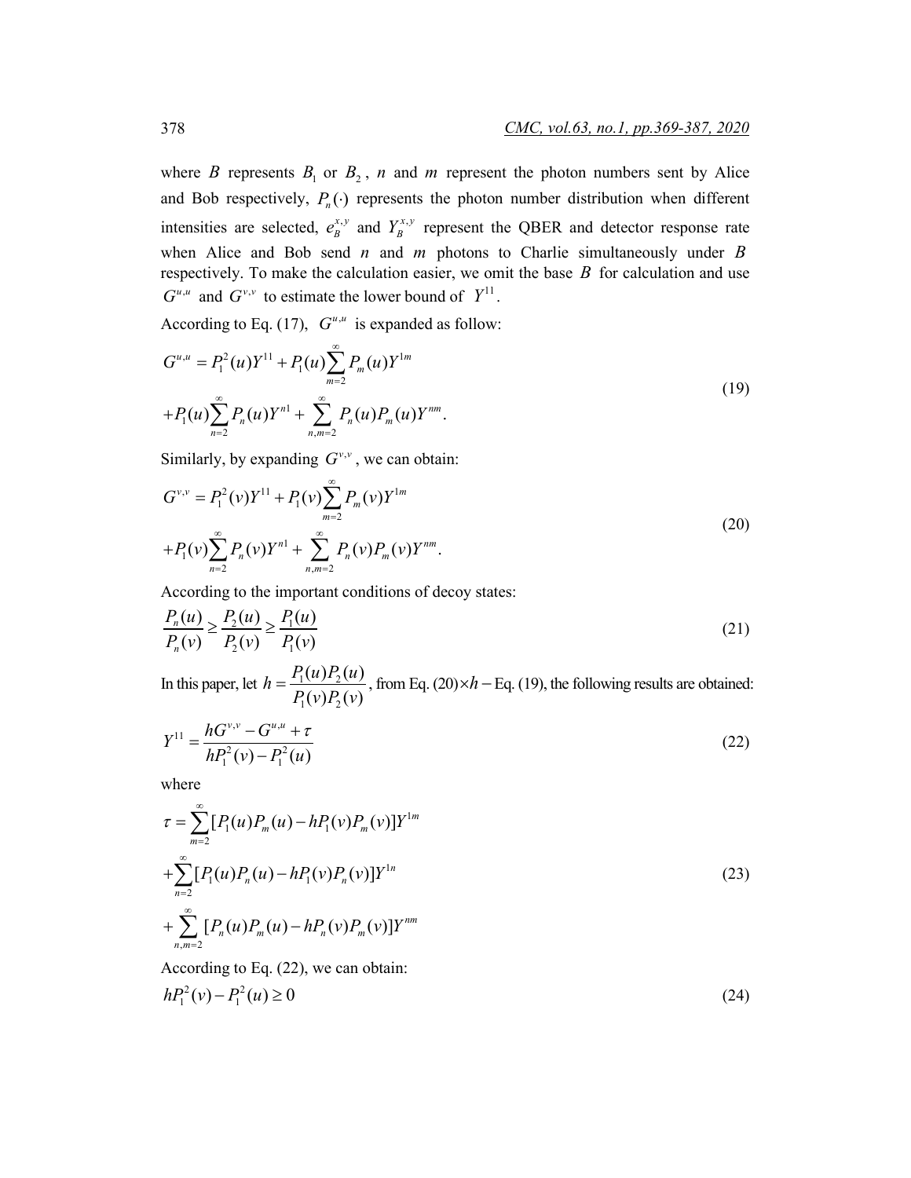where $B$ represents $B_1$ or $B_2$, $n$ and $m$ represent the photon numbers sent by Alice and Bob respectively, $P_n(\cdot)$ represents the photon number distribution when different intensities are selected, $e_B^{x,y}$ and $Y_B^{x,y}$ represent the QBER and detector response rate when Alice and Bob send $n$ and $m$ photons to Charlie simultaneously under $B$ respectively. To make the calculation easier, we omit the base $B$ for calculation and use $G^{u,u}$ and $G^{v,v}$ to estimate the lower bound of $Y^{11}$.

According to Eq. (17), $G^{u,u}$ is expanded as follow:

$$
\begin{aligned}
G^{u,u} &= P_1^2(u)Y^{11} + P_1(u)\sum_{m=2}^{\infty} P_m(u)Y^{1m} \\
&+ P_1(u)\sum_{n=2}^{\infty} P_n(u)Y^{n1} + \sum_{n,m=2}^{\infty} P_n(u)P_m(u)Y^{nm}.
\end{aligned}
\tag{19}
$$

Similarly, by expanding $G^{v,v}$, we can obtain:

$$
\begin{aligned}
G^{v,v} &= P_1^2(v)Y^{11} + P_1(v)\sum_{m=2}^{\infty} P_m(v)Y^{1m} \\
&+ P_1(v)\sum_{n=2}^{\infty} P_n(v)Y^{n1} + \sum_{n,m=2}^{\infty} P_n(v)P_m(v)Y^{nm}.
\end{aligned}
\tag{20}
$$

According to the important conditions of decoy states:

$$
\frac{P_n(u)}{P_n(v)} \geq \frac{P_2(u)}{P_2(v)} \geq \frac{P_1(u)}{P_1(v)}
\tag{21}
$$

In this paper, let $h = \frac{P_1(u)P_2(u)}{P_1(v)P_2(v)}$, from Eq. (20)$\times h -$ Eq. (19), the following results are obtained:

$$
Y^{11} = \frac{hG^{v,v} - G^{u,u} + \tau}{hP_1^2(v) - P_1^2(u)}
\tag{22}
$$

where

$$
\begin{aligned}
\tau &= \sum_{m=2}^{\infty}[P_1(u)P_m(u) - hP_1(v)P_m(v)]Y^{1m} \\
&+ \sum_{n=2}^{\infty}[P_1(u)P_n(u) - hP_1(v)P_n(v)]Y^{1n} \\
&+ \sum_{n,m=2}^{\infty}[P_n(u)P_m(u) - hP_n(v)P_m(v)]Y^{nm}
\end{aligned}
\tag{23}
$$

According to Eq. (22), we can obtain:

$$
hP_1^2(v) - P_1^2(u) \geq 0
\tag{24}
$$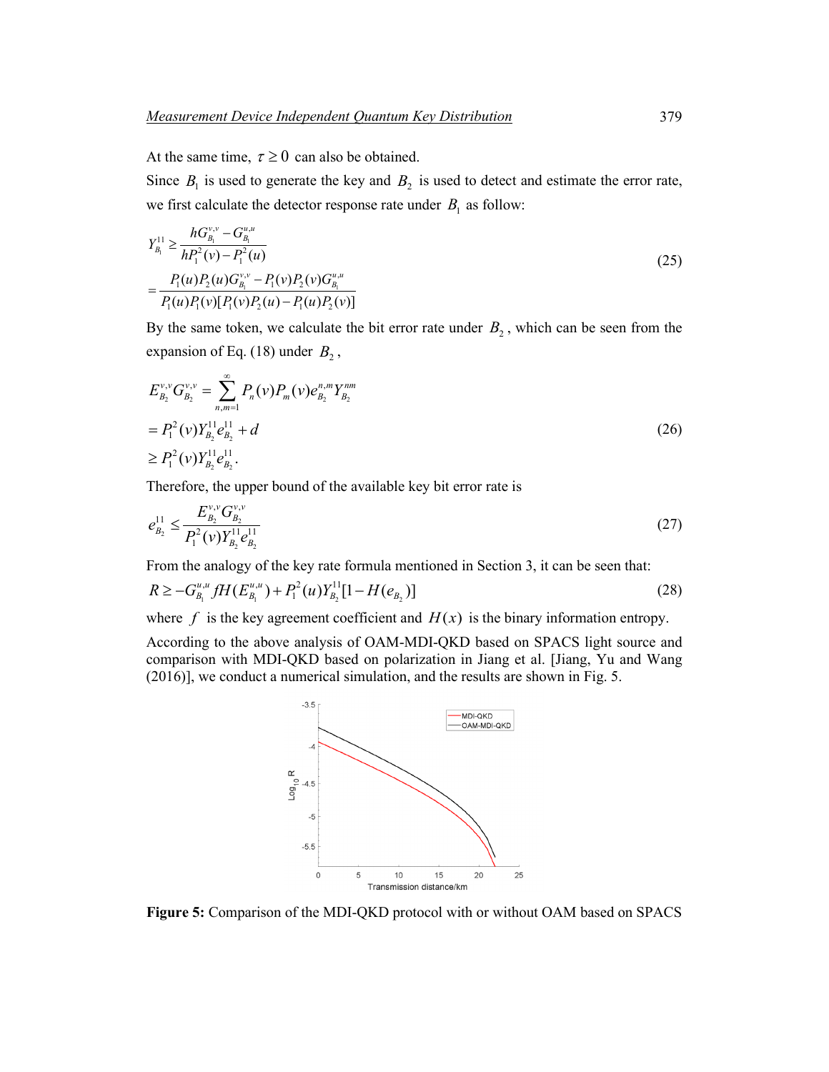At the same time, $\tau \geq 0$ can also be obtained.

Since $B_1$ is used to generate the key and $B_2$ is used to detect and estimate the error rate, we first calculate the detector response rate under $B_1$ as follow:

$$
\begin{aligned}
Y_{B_1}^{11} &\geq \frac{hG_{B_1}^{v,v} - G_{B_1}^{u,u}}{hP_1^2(v) - P_1^2(u)} \\
&= \frac{P_1(u)P_2(u)G_{B_1}^{v,v} - P_1(v)P_2(v)G_{B_1}^{u,u}}{P_1(u)P_1(v)[P_1(v)P_2(u) - P_1(u)P_2(v)]}
\end{aligned}
\tag{25}
$$

By the same token, we calculate the bit error rate under $B_2$, which can be seen from the expansion of Eq. (18) under $B_2$,

$$
\begin{aligned}
&E_{B_2}^{v,v}G_{B_2}^{v,v} = \sum_{n,m=1}^{\infty} P_n(v)P_m(v)e_{B_2}^{n,m}Y_{B_2}^{nm} \\
&= P_1^2(v)Y_{B_2}^{11}e_{B_2}^{11} + d \\
&\geq P_1^2(v)Y_{B_2}^{11}e_{B_2}^{11}.
\end{aligned}
\tag{26}
$$

Therefore, the upper bound of the available key bit error rate is

$$
e_{B_2}^{11} \leq \frac{E_{B_2}^{v,v}G_{B_2}^{v,v}}{P_1^2(v)Y_{B_2}^{11}e_{B_2}^{11}}
\tag{27}
$$

From the analogy of the key rate formula mentioned in Section 3, it can be seen that:

$$
R \geq -G_{B_1}^{u,u} fH(E_{B_1}^{u,u}) + P_1^2(u)Y_{B_2}^{11}[1 - H(e_{B_2})]
\tag{28}
$$

where $f$ is the key agreement coefficient and $H(x)$ is the binary information entropy.

According to the above analysis of OAM-MDI-QKD based on SPACS light source and comparison with MDI-QKD based on polarization in Jiang et al. [Jiang, Yu and Wang (2016)], we conduct a numerical simulation, and the results are shown in Fig. 5.

**Figure 5:** Comparison of the MDI-QKD protocol with or without OAM based on SPACS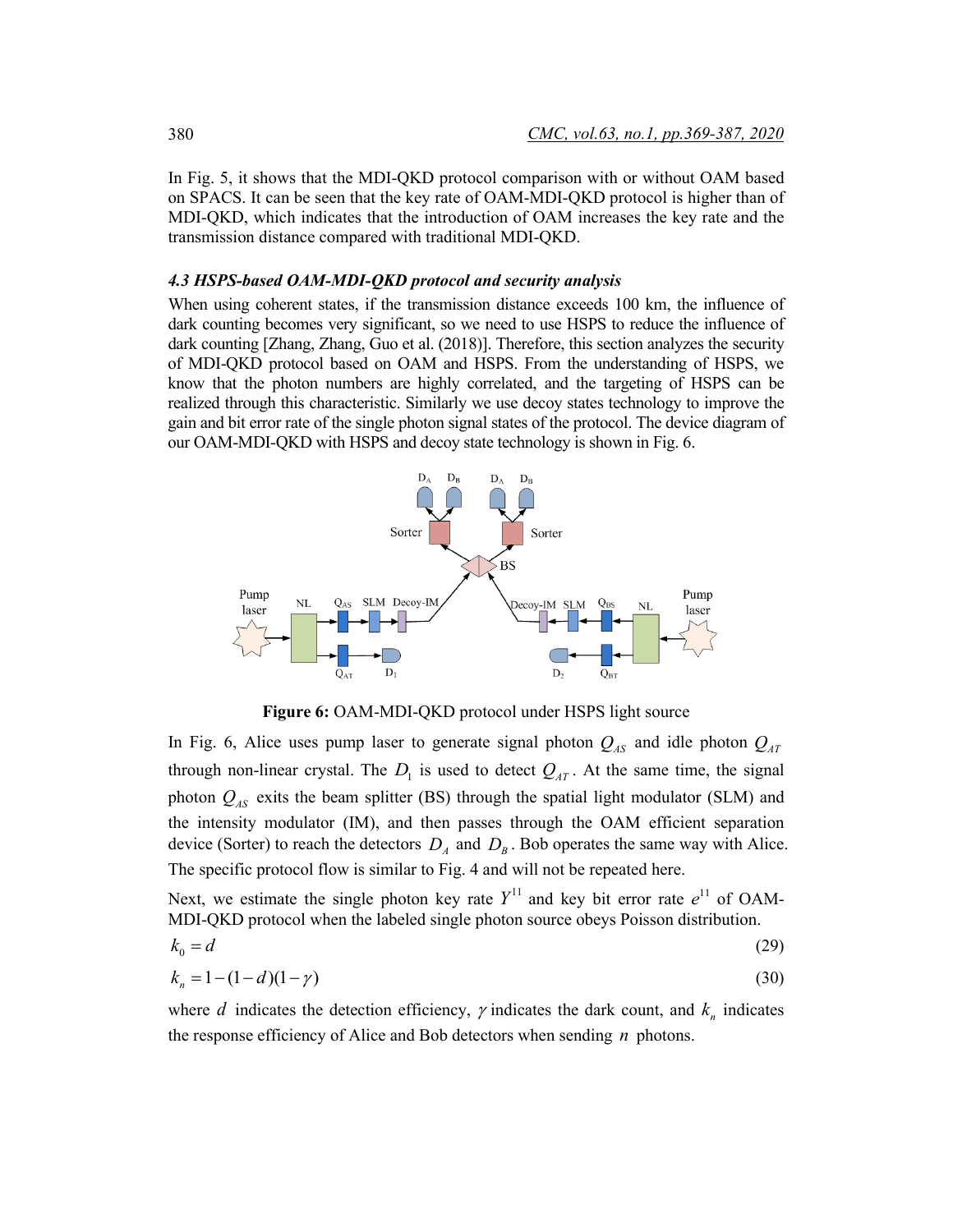In Fig. 5, it shows that the MDI-QKD protocol comparison with or without OAM based on SPACS. It can be seen that the key rate of OAM-MDI-QKD protocol is higher than of MDI-QKD, which indicates that the introduction of OAM increases the key rate and the transmission distance compared with traditional MDI-QKD.

### *4.3 HSPS-based OAM-MDI-QKD protocol and security analysis*

When using coherent states, if the transmission distance exceeds 100 km, the influence of dark counting becomes very significant, so we need to use HSPS to reduce the influence of dark counting [Zhang, Zhang, Guo et al. (2018)]. Therefore, this section analyzes the security of MDI-QKD protocol based on OAM and HSPS. From the understanding of HSPS, we know that the photon numbers are highly correlated, and the targeting of HSPS can be realized through this characteristic. Similarly we use decoy states technology to improve the gain and bit error rate of the single photon signal states of the protocol. The device diagram of our OAM-MDI-QKD with HSPS and decoy state technology is shown in Fig. 6.

**Figure 6:** OAM-MDI-QKD protocol under HSPS light source

In Fig. 6, Alice uses pump laser to generate signal photon $Q_{AS}$ and idle photon $Q_{AT}$ through non-linear crystal. The $D_1$ is used to detect $Q_{AT}$. At the same time, the signal photon $Q_{AS}$ exits the beam splitter (BS) through the spatial light modulator (SLM) and the intensity modulator (IM), and then passes through the OAM efficient separation device (Sorter) to reach the detectors $D_A$ and $D_B$. Bob operates the same way with Alice. The specific protocol flow is similar to Fig. 4 and will not be repeated here.

Next, we estimate the single photon key rate $Y^{11}$ and key bit error rate $e^{11}$ of OAM-MDI-QKD protocol when the labeled single photon source obeys Poisson distribution.

$$k_0 = d \tag{29}$$

$$k_n = 1-(1-d)(1-\gamma) \tag{30}$$

where $d$ indicates the detection efficiency, $\gamma$ indicates the dark count, and $k_n$ indicates the response efficiency of Alice and Bob detectors when sending $n$ photons.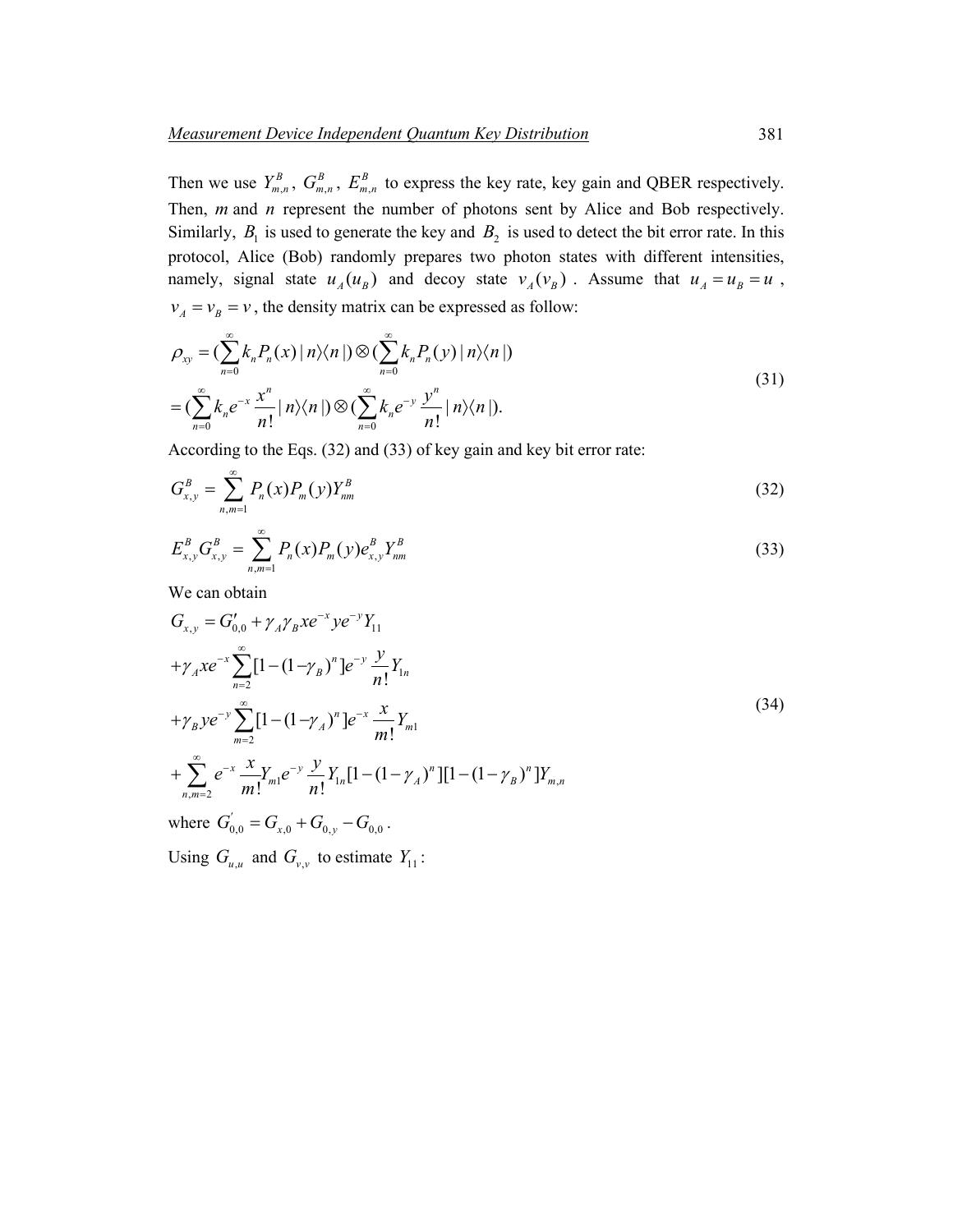Then we use $Y^B_{m,n}$, $G^B_{m,n}$, $E^B_{m,n}$ to express the key rate, key gain and QBER respectively. Then, $m$ and $n$ represent the number of photons sent by Alice and Bob respectively. Similarly, $B_1$ is used to generate the key and $B_2$ is used to detect the bit error rate. In this protocol, Alice (Bob) randomly prepares two photon states with different intensities, namely, signal state $u_A(u_B)$ and decoy state $v_A(v_B)$. Assume that $u_A = u_B = u$, $v_A = v_B = v$, the density matrix can be expressed as follow:

$$
\begin{aligned}
\rho_{xy} &= (\sum_{n=0}^{\infty} k_n P_n(x) \,|\, n\rangle\langle n \,|) \otimes (\sum_{n=0}^{\infty} k_n P_n(y) \,|\, n\rangle\langle n \,|) \\
&= (\sum_{n=0}^{\infty} k_n e^{-x} \frac{x^n}{n!} \,|\, n\rangle\langle n \,|) \otimes (\sum_{n=0}^{\infty} k_n e^{-y} \frac{y^n}{n!} \,|\, n\rangle\langle n \,|).
\end{aligned} \tag{31}
$$

According to the Eqs. (32) and (33) of key gain and key bit error rate:

$$
G^B_{x,y} = \sum_{n,m=1}^{\infty} P_n(x) P_m(y) Y^B_{nm} \tag{32}
$$

$$
E^B_{x,y} G^B_{x,y} = \sum_{n,m=1}^{\infty} P_n(x) P_m(y) e^B_{x,y} Y^B_{nm} \tag{33}
$$

We can obtain

$$
\begin{aligned}
G_{x,y} &= G'_{0,0} + \gamma_A \gamma_B x e^{-x} y e^{-y} Y_{11} \\
&+ \gamma_A x e^{-x} \sum_{n=2}^{\infty} [1-(1-\gamma_B)^n] e^{-y} \frac{y}{n!} Y_{1n} \\
&+ \gamma_B y e^{-y} \sum_{m=2}^{\infty} [1-(1-\gamma_A)^n] e^{-x} \frac{x}{m!} Y_{m1} \\
&+ \sum_{n,m=2}^{\infty} e^{-x} \frac{x}{m!} Y_{m1} e^{-y} \frac{y}{n!} Y_{1n} [1-(1-\gamma_A)^n][1-(1-\gamma_B)^n] Y_{m,n}
\end{aligned} \tag{34}
$$

where $G'_{0,0} = G_{x,0} + G_{0,y} - G_{0,0}$.

Using $G_{u,u}$ and $G_{v,v}$ to estimate $Y_{11}$: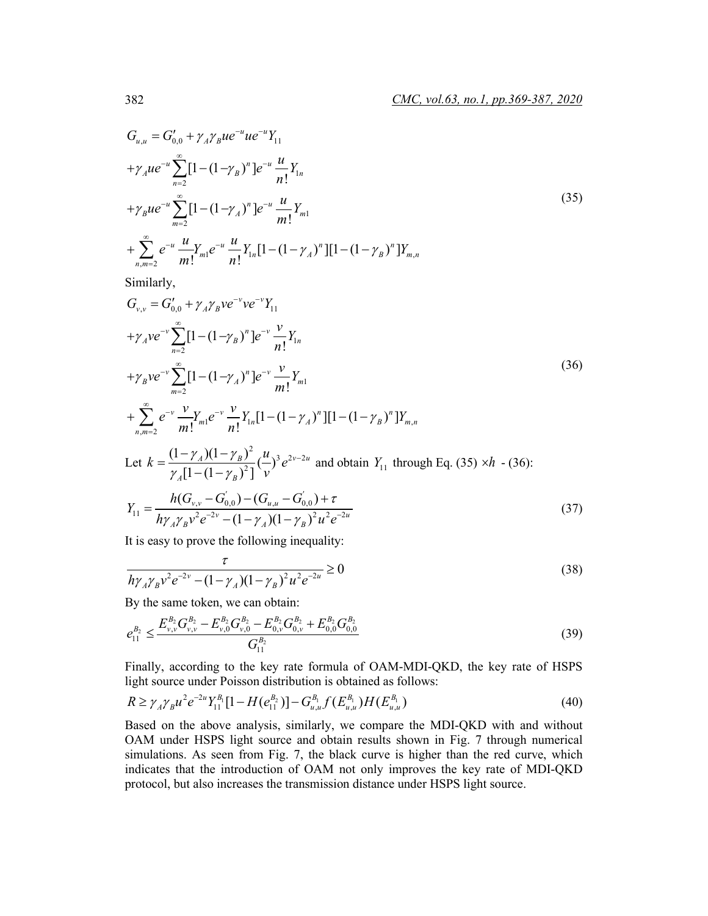$$
\begin{aligned}
G_{u,u} &= G'_{0,0} + \gamma_A \gamma_B u e^{-u} u e^{-u} Y_{11} \\
&+ \gamma_A u e^{-u} \sum_{n=2}^{\infty} [1-(1-\gamma_B)^n] e^{-u} \frac{u}{n!} Y_{1n} \\
&+ \gamma_B u e^{-u} \sum_{m=2}^{\infty} [1-(1-\gamma_A)^n] e^{-u} \frac{u}{m!} Y_{m1} \\
&+ \sum_{n,m=2}^{\infty} e^{-u} \frac{u}{m!} Y_{m1} e^{-u} \frac{u}{n!} Y_{1n} [1-(1-\gamma_A)^n][1-(1-\gamma_B)^n] Y_{m,n}
\end{aligned}
\tag{35}
$$

Similarly,

$$
\begin{aligned}
G_{v,v} &= G'_{0,0} + \gamma_A \gamma_B v e^{-v} v e^{-v} Y_{11} \\
&+ \gamma_A v e^{-v} \sum_{n=2}^{\infty} [1-(1-\gamma_B)^n] e^{-v} \frac{v}{n!} Y_{1n} \\
&+ \gamma_B v e^{-v} \sum_{m=2}^{\infty} [1-(1-\gamma_A)^n] e^{-v} \frac{v}{m!} Y_{m1} \\
&+ \sum_{n,m=2}^{\infty} e^{-v} \frac{v}{m!} Y_{m1} e^{-v} \frac{v}{n!} Y_{1n} [1-(1-\gamma_A)^n][1-(1-\gamma_B)^n] Y_{m,n}
\end{aligned}
\tag{36}
$$

Let $k = \frac{(1-\gamma_A)(1-\gamma_B)^2}{\gamma_A[1-(1-\gamma_B)^2]}(\frac{u}{v})^3 e^{2v-2u}$ and obtain $Y_{11}$ through Eq. (35) $\times h$ - (36):

$$
Y_{11} = \frac{h(G_{v,v} - G'_{0,0}) - (G_{u,u} - G'_{0,0}) + \tau}{h\gamma_A \gamma_B v^2 e^{-2v} - (1-\gamma_A)(1-\gamma_B)^2 u^2 e^{-2u}}
\tag{37}
$$

It is easy to prove the following inequality:

$$
\frac{\tau}{h\gamma_A \gamma_B v^2 e^{-2v} - (1-\gamma_A)(1-\gamma_B)^2 u^2 e^{-2u}} \geq 0
\tag{38}
$$

By the same token, we can obtain:

$$
e_{11}^{B_2} \leq \frac{E_{v,v}^{B_2} G_{v,v}^{B_2} - E_{v,0}^{B_2} G_{v,0}^{B_2} - E_{0,v}^{B_2} G_{0,v}^{B_2} + E_{0,0}^{B_2} G_{0,0}^{B_2}}{G_{11}^{B_2}}
\tag{39}
$$

Finally, according to the key rate formula of OAM-MDI-QKD, the key rate of HSPS light source under Poisson distribution is obtained as follows:

$$
R \geq \gamma_A \gamma_B u^2 e^{-2u} Y_{11}^{B_1} [1 - H(e_{11}^{B_2})] - G_{u,u}^{B_1} f(E_{u,u}^{B_1}) H(E_{u,u}^{B_1})
\tag{40}
$$

Based on the above analysis, similarly, we compare the MDI-QKD with and without OAM under HSPS light source and obtain results shown in Fig. 7 through numerical simulations. As seen from Fig. 7, the black curve is higher than the red curve, which indicates that the introduction of OAM not only improves the key rate of MDI-QKD protocol, but also increases the transmission distance under HSPS light source.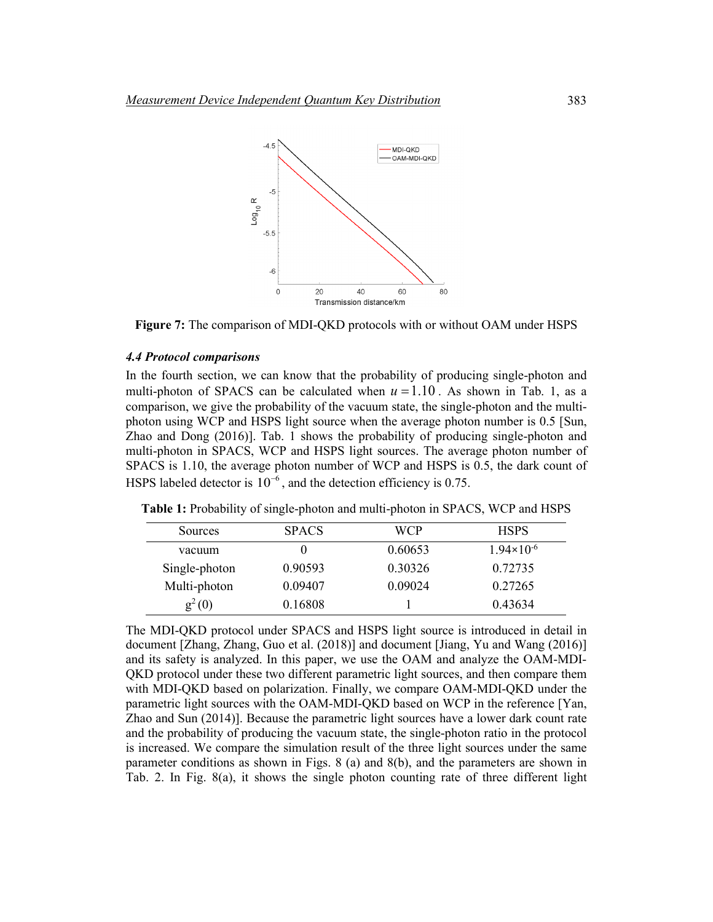**Figure 7:** The comparison of MDI-QKD protocols with or without OAM under HSPS

### *4.4 Protocol comparisons*

In the fourth section, we can know that the probability of producing single-photon and multi-photon of SPACS can be calculated when $u = 1.10$. As shown in Tab. 1, as a comparison, we give the probability of the vacuum state, the single-photon and the multi-photon using WCP and HSPS light source when the average photon number is 0.5 [Sun, Zhao and Dong (2016)]. Tab. 1 shows the probability of producing single-photon and multi-photon in SPACS, WCP and HSPS light sources. The average photon number of SPACS is 1.10, the average photon number of WCP and HSPS is 0.5, the dark count of HSPS labeled detector is $10^{-6}$, and the detection efficiency is 0.75.

**Table 1:** Probability of single-photon and multi-photon in SPACS, WCP and HSPS

| Sources | SPACS | WCP | HSPS |
|---|---|---|---|
| vacuum | 0 | 0.60653 | $1.94\times10^{-6}$ |
| Single-photon | 0.90593 | 0.30326 | 0.72735 |
| Multi-photon | 0.09407 | 0.09024 | 0.27265 |
| $g^2(0)$ | 0.16808 | 1 | 0.43634 |

The MDI-QKD protocol under SPACS and HSPS light source is introduced in detail in document [Zhang, Zhang, Guo et al. (2018)] and document [Jiang, Yu and Wang (2016)] and its safety is analyzed. In this paper, we use the OAM and analyze the OAM-MDI-QKD protocol under these two different parametric light sources, and then compare them with MDI-QKD based on polarization. Finally, we compare OAM-MDI-QKD under the parametric light sources with the OAM-MDI-QKD based on WCP in the reference [Yan, Zhao and Sun (2014)]. Because the parametric light sources have a lower dark count rate and the probability of producing the vacuum state, the single-photon ratio in the protocol is increased. We compare the simulation result of the three light sources under the same parameter conditions as shown in Figs. 8 (a) and 8(b), and the parameters are shown in Tab. 2. In Fig. 8(a), it shows the single photon counting rate of three different light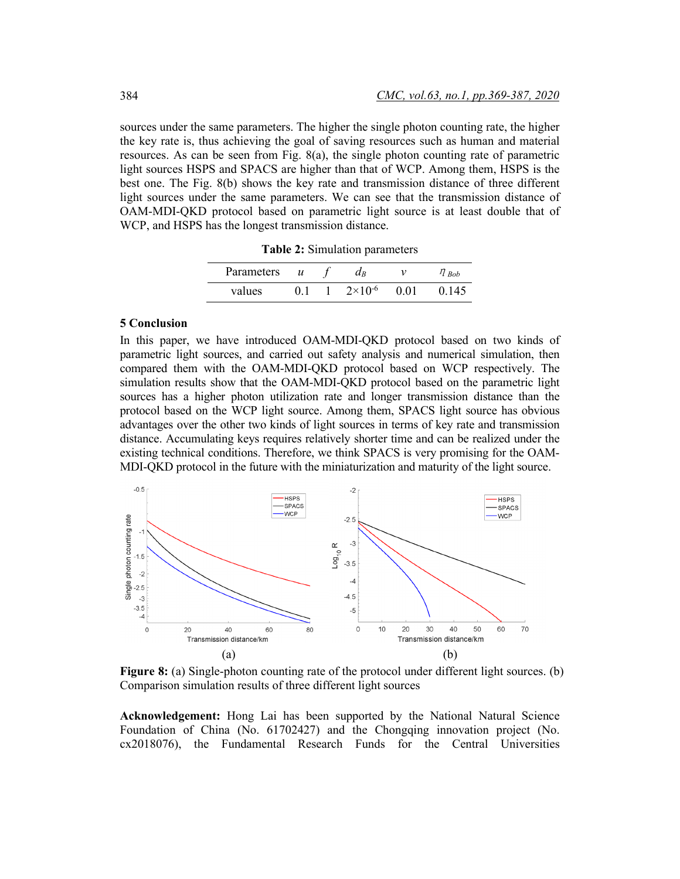sources under the same parameters. The higher the single photon counting rate, the higher the key rate is, thus achieving the goal of saving resources such as human and material resources. As can be seen from Fig. 8(a), the single photon counting rate of parametric light sources HSPS and SPACS are higher than that of WCP. Among them, HSPS is the best one. The Fig. 8(b) shows the key rate and transmission distance of three different light sources under the same parameters. We can see that the transmission distance of OAM-MDI-QKD protocol based on parametric light source is at least double that of WCP, and HSPS has the longest transmission distance.

**Table 2:** Simulation parameters

| Parameters | $u$ | $f$ | $d_B$ | $v$ | $\eta_{Bob}$ |
|---|---|---|---|---|---|
| values | 0.1 | 1 | $2\times10^{-6}$ | 0.01 | 0.145 |

## 5 Conclusion

In this paper, we have introduced OAM-MDI-QKD protocol based on two kinds of parametric light sources, and carried out safety analysis and numerical simulation, then compared them with the OAM-MDI-QKD protocol based on WCP respectively. The simulation results show that the OAM-MDI-QKD protocol based on the parametric light sources has a higher photon utilization rate and longer transmission distance than the protocol based on the WCP light source. Among them, SPACS light source has obvious advantages over the other two kinds of light sources in terms of key rate and transmission distance. Accumulating keys requires relatively shorter time and can be realized under the existing technical conditions. Therefore, we think SPACS is very promising for the OAM-MDI-QKD protocol in the future with the miniaturization and maturity of the light source.

**Figure 8:** (a) Single-photon counting rate of the protocol under different light sources. (b) Comparison simulation results of three different light sources

**Acknowledgement:** Hong Lai has been supported by the National Natural Science Foundation of China (No. 61702427) and the Chongqing innovation project (No. cx2018076), the Fundamental Research Funds for the Central Universities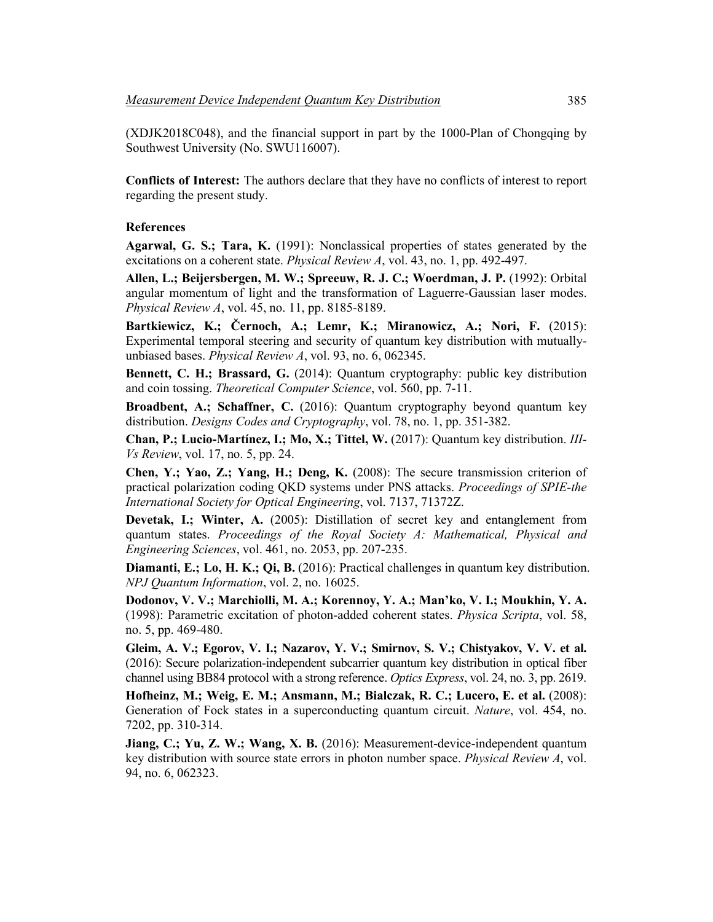(XDJK2018C048), and the financial support in part by the 1000-Plan of Chongqing by Southwest University (No. SWU116007).

**Conflicts of Interest:** The authors declare that they have no conflicts of interest to report regarding the present study.

**References**

**Agarwal, G. S.; Tara, K.** (1991): Nonclassical properties of states generated by the excitations on a coherent state. *Physical Review A*, vol. 43, no. 1, pp. 492-497.

**Allen, L.; Beijersbergen, M. W.; Spreeuw, R. J. C.; Woerdman, J. P.** (1992): Orbital angular momentum of light and the transformation of Laguerre-Gaussian laser modes. *Physical Review A*, vol. 45, no. 11, pp. 8185-8189.

**Bartkiewicz, K.; Černoch, A.; Lemr, K.; Miranowicz, A.; Nori, F.** (2015): Experimental temporal steering and security of quantum key distribution with mutually-unbiased bases. *Physical Review A*, vol. 93, no. 6, 062345.

**Bennett, C. H.; Brassard, G.** (2014): Quantum cryptography: public key distribution and coin tossing. *Theoretical Computer Science*, vol. 560, pp. 7-11.

**Broadbent, A.; Schaffner, C.** (2016): Quantum cryptography beyond quantum key distribution. *Designs Codes and Cryptography*, vol. 78, no. 1, pp. 351-382.

**Chan, P.; Lucio-Martínez, I.; Mo, X.; Tittel, W.** (2017): Quantum key distribution. *III-Vs Review*, vol. 17, no. 5, pp. 24.

**Chen, Y.; Yao, Z.; Yang, H.; Deng, K.** (2008): The secure transmission criterion of practical polarization coding QKD systems under PNS attacks. *Proceedings of SPIE-the International Society for Optical Engineering*, vol. 7137, 71372Z.

**Devetak, I.; Winter, A.** (2005): Distillation of secret key and entanglement from quantum states. *Proceedings of the Royal Society A: Mathematical, Physical and Engineering Sciences*, vol. 461, no. 2053, pp. 207-235.

**Diamanti, E.; Lo, H. K.; Qi, B.** (2016): Practical challenges in quantum key distribution. *NPJ Quantum Information*, vol. 2, no. 16025.

**Dodonov, V. V.; Marchiolli, M. A.; Korennoy, Y. A.; Man'ko, V. I.; Moukhin, Y. A.** (1998): Parametric excitation of photon-added coherent states. *Physica Scripta*, vol. 58, no. 5, pp. 469-480.

**Gleim, A. V.; Egorov, V. I.; Nazarov, Y. V.; Smirnov, S. V.; Chistyakov, V. V. et al.** (2016): Secure polarization-independent subcarrier quantum key distribution in optical fiber channel using BB84 protocol with a strong reference. *Optics Express*, vol. 24, no. 3, pp. 2619.

**Hofheinz, M.; Weig, E. M.; Ansmann, M.; Bialczak, R. C.; Lucero, E. et al.** (2008): Generation of Fock states in a superconducting quantum circuit. *Nature*, vol. 454, no. 7202, pp. 310-314.

**Jiang, C.; Yu, Z. W.; Wang, X. B.** (2016): Measurement-device-independent quantum key distribution with source state errors in photon number space. *Physical Review A*, vol. 94, no. 6, 062323.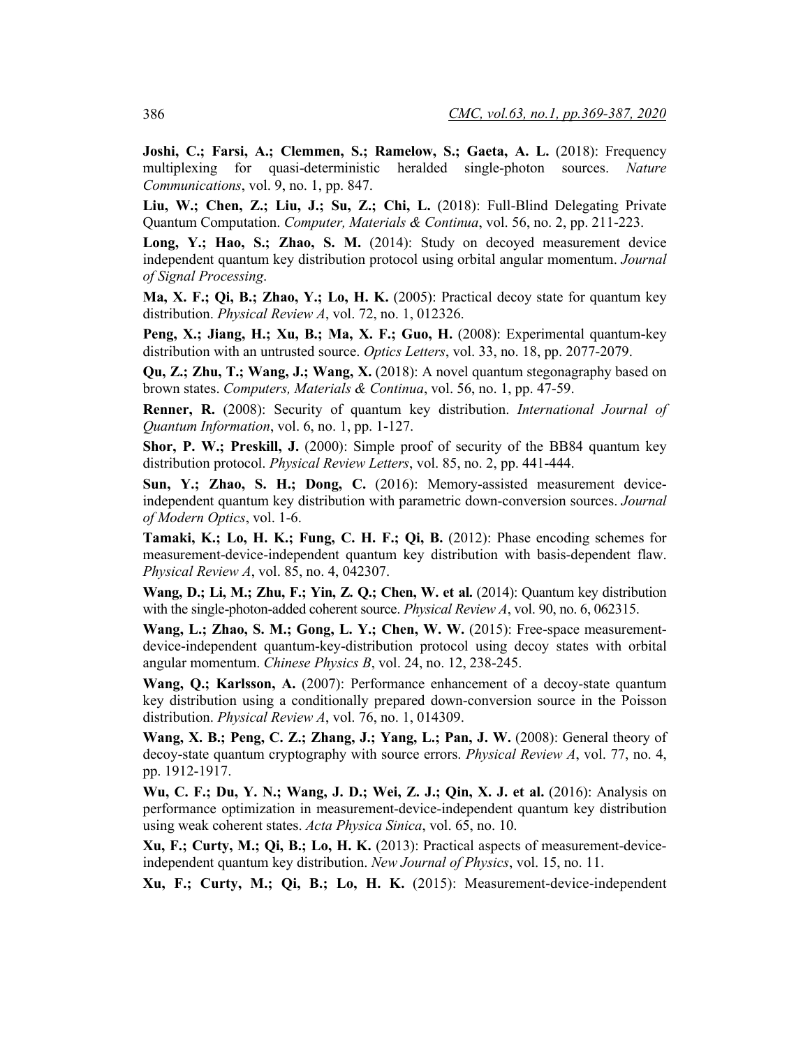**Joshi, C.; Farsi, A.; Clemmen, S.; Ramelow, S.; Gaeta, A. L.** (2018): Frequency multiplexing for quasi-deterministic heralded single-photon sources. *Nature Communications*, vol. 9, no. 1, pp. 847.

**Liu, W.; Chen, Z.; Liu, J.; Su, Z.; Chi, L.** (2018): Full-Blind Delegating Private Quantum Computation. *Computer, Materials & Continua*, vol. 56, no. 2, pp. 211-223.

**Long, Y.; Hao, S.; Zhao, S. M.** (2014): Study on decoyed measurement device independent quantum key distribution protocol using orbital angular momentum. *Journal of Signal Processing*.

**Ma, X. F.; Qi, B.; Zhao, Y.; Lo, H. K.** (2005): Practical decoy state for quantum key distribution. *Physical Review A*, vol. 72, no. 1, 012326.

**Peng, X.; Jiang, H.; Xu, B.; Ma, X. F.; Guo, H.** (2008): Experimental quantum-key distribution with an untrusted source. *Optics Letters*, vol. 33, no. 18, pp. 2077-2079.

**Qu, Z.; Zhu, T.; Wang, J.; Wang, X.** (2018): A novel quantum stegonagraphy based on brown states. *Computers, Materials & Continua*, vol. 56, no. 1, pp. 47-59.

**Renner, R.** (2008): Security of quantum key distribution. *International Journal of Quantum Information*, vol. 6, no. 1, pp. 1-127.

**Shor, P. W.; Preskill, J.** (2000): Simple proof of security of the BB84 quantum key distribution protocol. *Physical Review Letters*, vol. 85, no. 2, pp. 441-444.

**Sun, Y.; Zhao, S. H.; Dong, C.** (2016): Memory-assisted measurement device-independent quantum key distribution with parametric down-conversion sources. *Journal of Modern Optics*, vol. 1-6.

**Tamaki, K.; Lo, H. K.; Fung, C. H. F.; Qi, B.** (2012): Phase encoding schemes for measurement-device-independent quantum key distribution with basis-dependent flaw. *Physical Review A*, vol. 85, no. 4, 042307.

**Wang, D.; Li, M.; Zhu, F.; Yin, Z. Q.; Chen, W. et al.** (2014): Quantum key distribution with the single-photon-added coherent source. *Physical Review A*, vol. 90, no. 6, 062315.

**Wang, L.; Zhao, S. M.; Gong, L. Y.; Chen, W. W.** (2015): Free-space measurement-device-independent quantum-key-distribution protocol using decoy states with orbital angular momentum. *Chinese Physics B*, vol. 24, no. 12, 238-245.

**Wang, Q.; Karlsson, A.** (2007): Performance enhancement of a decoy-state quantum key distribution using a conditionally prepared down-conversion source in the Poisson distribution. *Physical Review A*, vol. 76, no. 1, 014309.

**Wang, X. B.; Peng, C. Z.; Zhang, J.; Yang, L.; Pan, J. W.** (2008): General theory of decoy-state quantum cryptography with source errors. *Physical Review A*, vol. 77, no. 4, pp. 1912-1917.

**Wu, C. F.; Du, Y. N.; Wang, J. D.; Wei, Z. J.; Qin, X. J. et al.** (2016): Analysis on performance optimization in measurement-device-independent quantum key distribution using weak coherent states. *Acta Physica Sinica*, vol. 65, no. 10.

**Xu, F.; Curty, M.; Qi, B.; Lo, H. K.** (2013): Practical aspects of measurement-device-independent quantum key distribution. *New Journal of Physics*, vol. 15, no. 11.

**Xu, F.; Curty, M.; Qi, B.; Lo, H. K.** (2015): Measurement-device-independent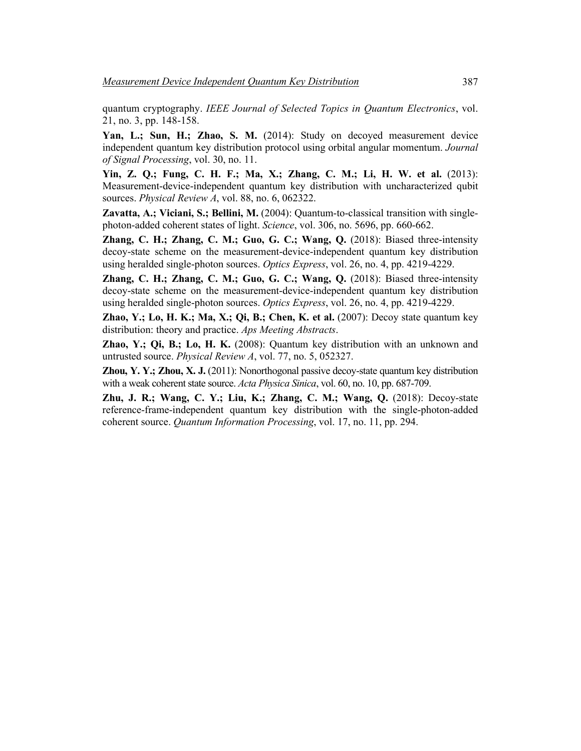quantum cryptography. *IEEE Journal of Selected Topics in Quantum Electronics*, vol. 21, no. 3, pp. 148-158.

**Yan, L.; Sun, H.; Zhao, S. M.** (2014): Study on decoyed measurement device independent quantum key distribution protocol using orbital angular momentum. *Journal of Signal Processing*, vol. 30, no. 11.

**Yin, Z. Q.; Fung, C. H. F.; Ma, X.; Zhang, C. M.; Li, H. W. et al.** (2013): Measurement-device-independent quantum key distribution with uncharacterized qubit sources. *Physical Review A*, vol. 88, no. 6, 062322.

**Zavatta, A.; Viciani, S.; Bellini, M.** (2004): Quantum-to-classical transition with single-photon-added coherent states of light. *Science*, vol. 306, no. 5696, pp. 660-662.

**Zhang, C. H.; Zhang, C. M.; Guo, G. C.; Wang, Q.** (2018): Biased three-intensity decoy-state scheme on the measurement-device-independent quantum key distribution using heralded single-photon sources. *Optics Express*, vol. 26, no. 4, pp. 4219-4229.

**Zhang, C. H.; Zhang, C. M.; Guo, G. C.; Wang, Q.** (2018): Biased three-intensity decoy-state scheme on the measurement-device-independent quantum key distribution using heralded single-photon sources. *Optics Express*, vol. 26, no. 4, pp. 4219-4229.

**Zhao, Y.; Lo, H. K.; Ma, X.; Qi, B.; Chen, K. et al.** (2007): Decoy state quantum key distribution: theory and practice. *Aps Meeting Abstracts*.

**Zhao, Y.; Qi, B.; Lo, H. K.** (2008): Quantum key distribution with an unknown and untrusted source. *Physical Review A*, vol. 77, no. 5, 052327.

**Zhou, Y. Y.; Zhou, X. J.** (2011): Nonorthogonal passive decoy-state quantum key distribution with a weak coherent state source. *Acta Physica Sinica*, vol. 60, no. 10, pp. 687-709.

**Zhu, J. R.; Wang, C. Y.; Liu, K.; Zhang, C. M.; Wang, Q.** (2018): Decoy-state reference-frame-independent quantum key distribution with the single-photon-added coherent source. *Quantum Information Processing*, vol. 17, no. 11, pp. 294.